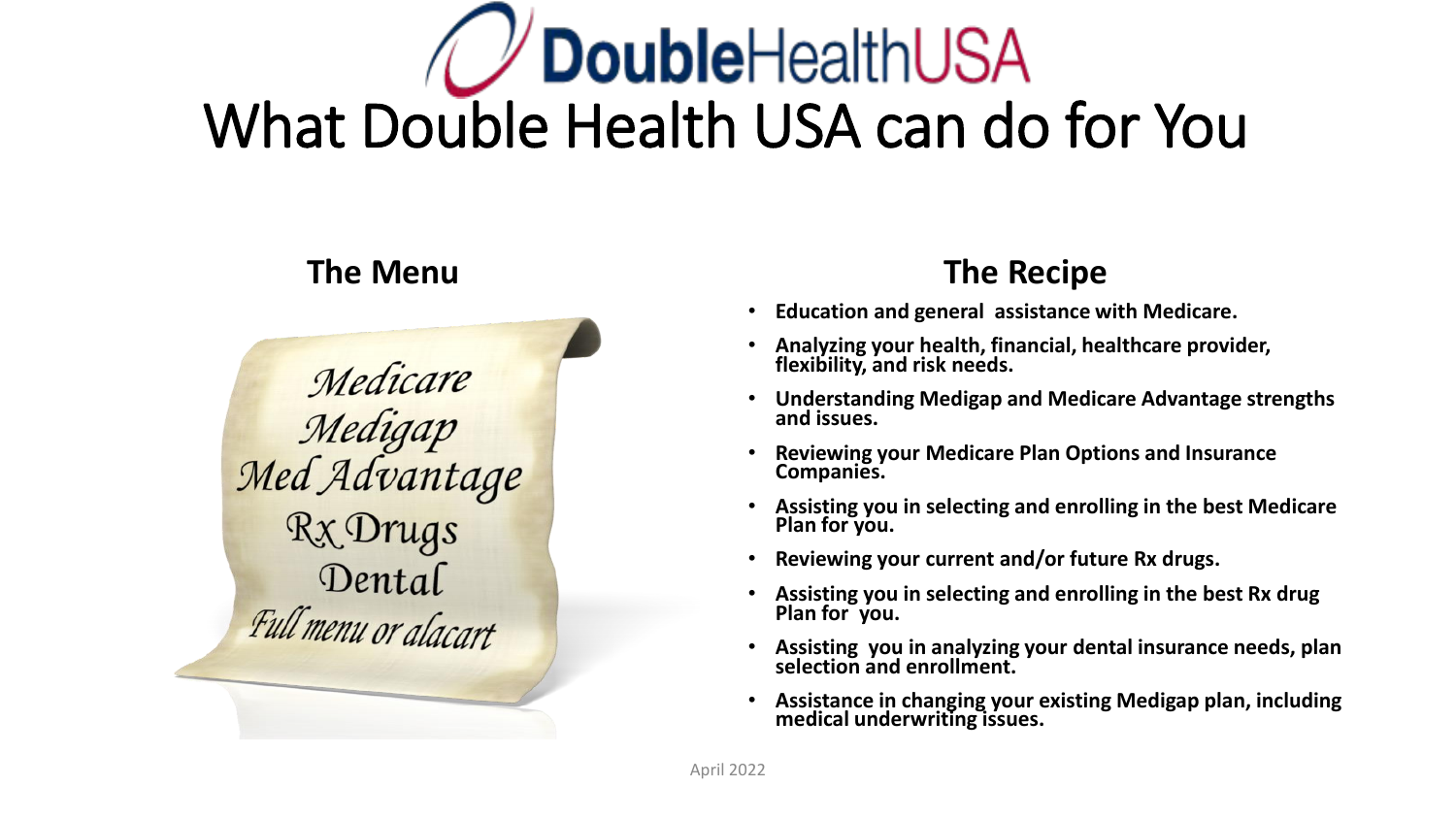# DoubleHealthUSA

# What Double Health USA can do for You

## The Menu

*Medicare*
*Medigap*
*Med Advantage*
*Rx Drugs*
*Dental*
*Full menu or alacart*

## The Recipe

- **Education and general assistance with Medicare.**
- **Analyzing your health, financial, healthcare provider, flexibility, and risk needs.**
- **Understanding Medigap and Medicare Advantage strengths and issues.**
- **Reviewing your Medicare Plan Options and Insurance Companies.**
- **Assisting you in selecting and enrolling in the best Medicare Plan for you.**
- **Reviewing your current and/or future Rx drugs.**
- **Assisting you in selecting and enrolling in the best Rx drug Plan for you.**
- **Assisting you in analyzing your dental insurance needs, plan selection and enrollment.**
- **Assistance in changing your existing Medigap plan, including medical underwriting issues.**

April 2022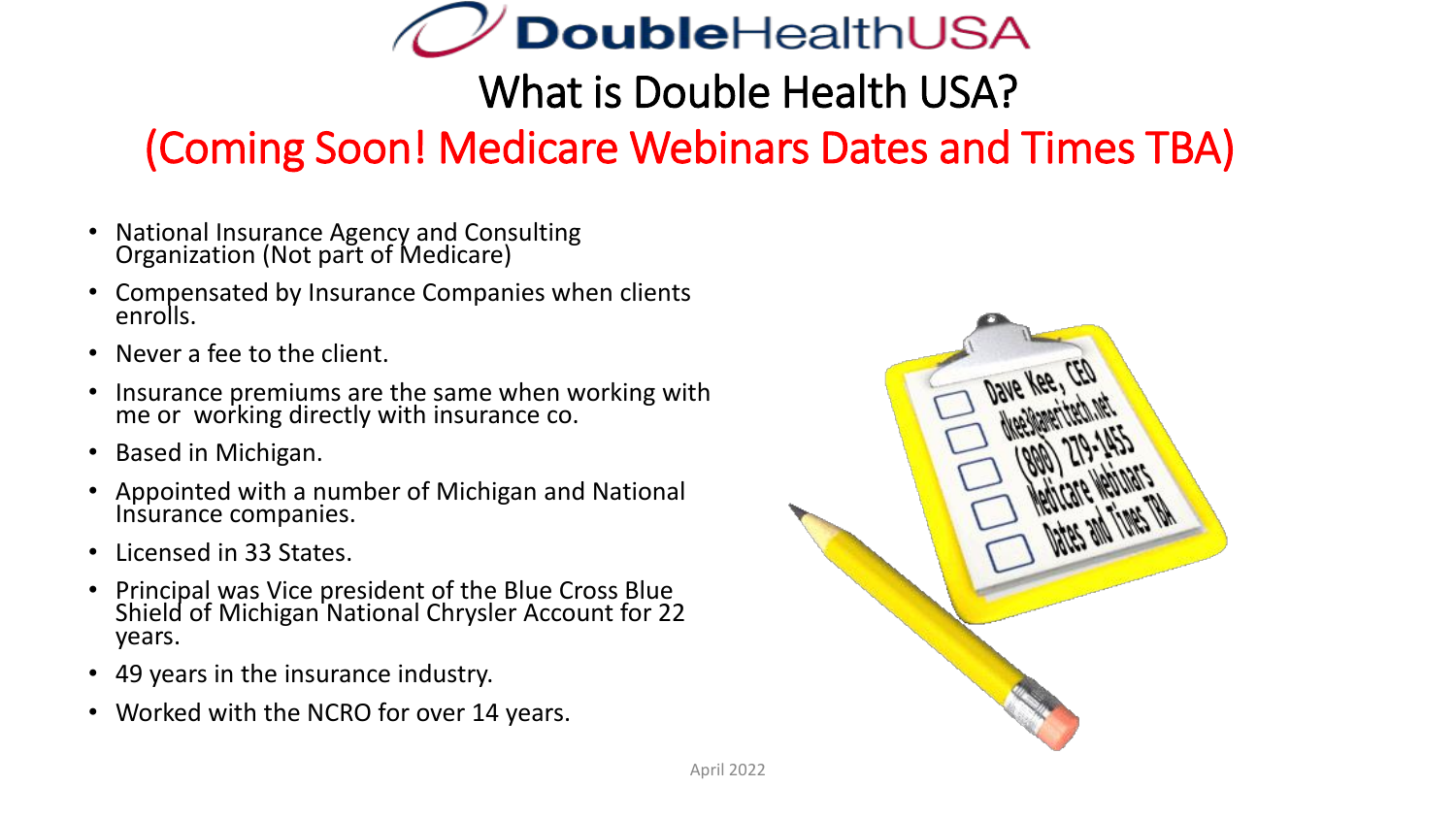# DoubleHealthUSA

## What is Double Health USA?

## (Coming Soon! Medicare Webinars Dates and Times TBA)

- National Insurance Agency and Consulting Organization (Not part of Medicare)
- Compensated by Insurance Companies when clients enrolls.
- Never a fee to the client.
- Insurance premiums are the same when working with me or working directly with insurance co.
- Based in Michigan.
- Appointed with a number of Michigan and National Insurance companies.
- Licensed in 33 States.
- Principal was Vice president of the Blue Cross Blue Shield of Michigan National Chrysler Account for 22 years.
- 49 years in the insurance industry.
- Worked with the NCRO for over 14 years.

Dave Kee, CEO
dkee3@ameritech.net
(800) 279-1455
Medicare Webinars
Dates and Times TBA

April 2022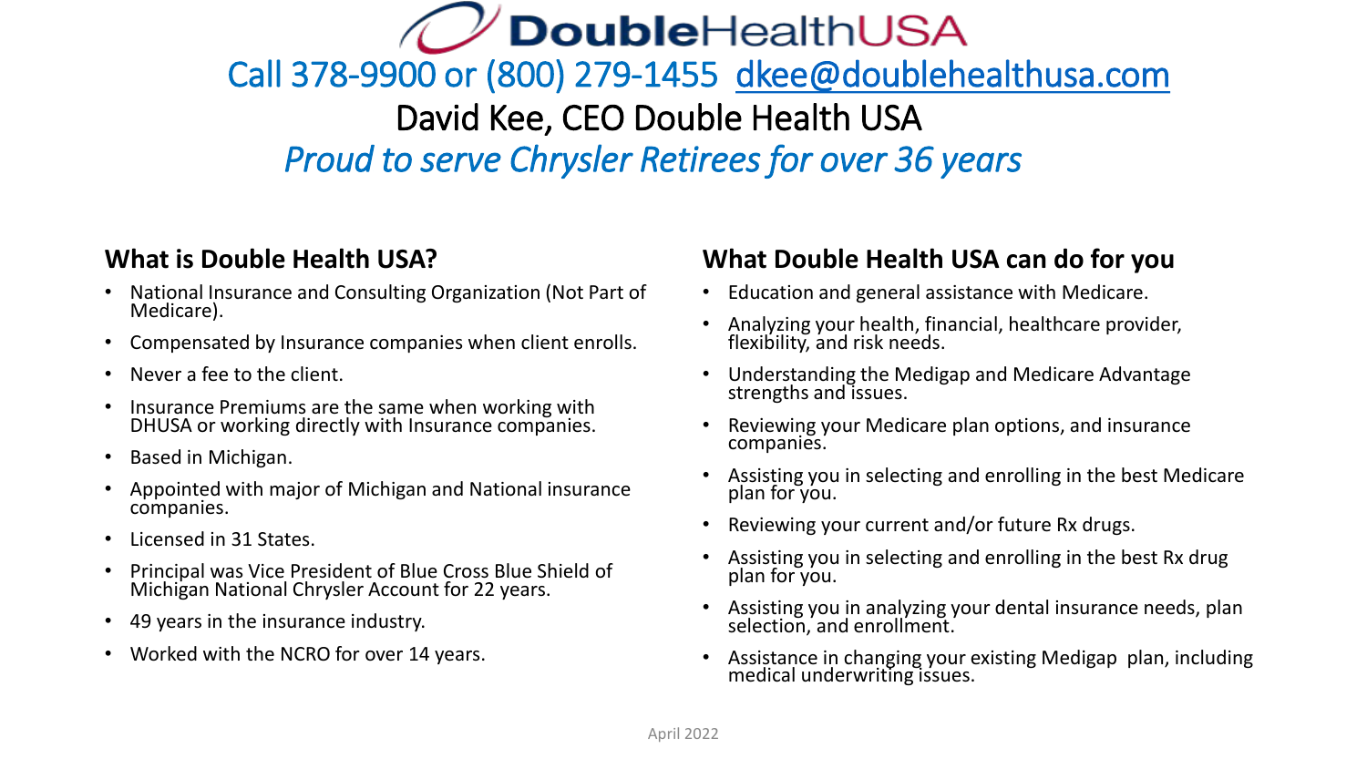# DoubleHealthUSA

Call 378-9900 or (800) 279-1455 dkee@doublehealthusa.com

David Kee, CEO Double Health USA

*Proud to serve Chrysler Retirees for over 36 years*

## What is Double Health USA?

- National Insurance and Consulting Organization (Not Part of Medicare).
- Compensated by Insurance companies when client enrolls.
- Never a fee to the client.
- Insurance Premiums are the same when working with DHUSA or working directly with Insurance companies.
- Based in Michigan.
- Appointed with major of Michigan and National insurance companies.
- Licensed in 31 States.
- Principal was Vice President of Blue Cross Blue Shield of Michigan National Chrysler Account for 22 years.
- 49 years in the insurance industry.
- Worked with the NCRO for over 14 years.

## What Double Health USA can do for you

- Education and general assistance with Medicare.
- Analyzing your health, financial, healthcare provider, flexibility, and risk needs.
- Understanding the Medigap and Medicare Advantage strengths and issues.
- Reviewing your Medicare plan options, and insurance companies.
- Assisting you in selecting and enrolling in the best Medicare plan for you.
- Reviewing your current and/or future Rx drugs.
- Assisting you in selecting and enrolling in the best Rx drug plan for you.
- Assisting you in analyzing your dental insurance needs, plan selection, and enrollment.
- Assistance in changing your existing Medigap plan, including medical underwriting issues.

April 2022